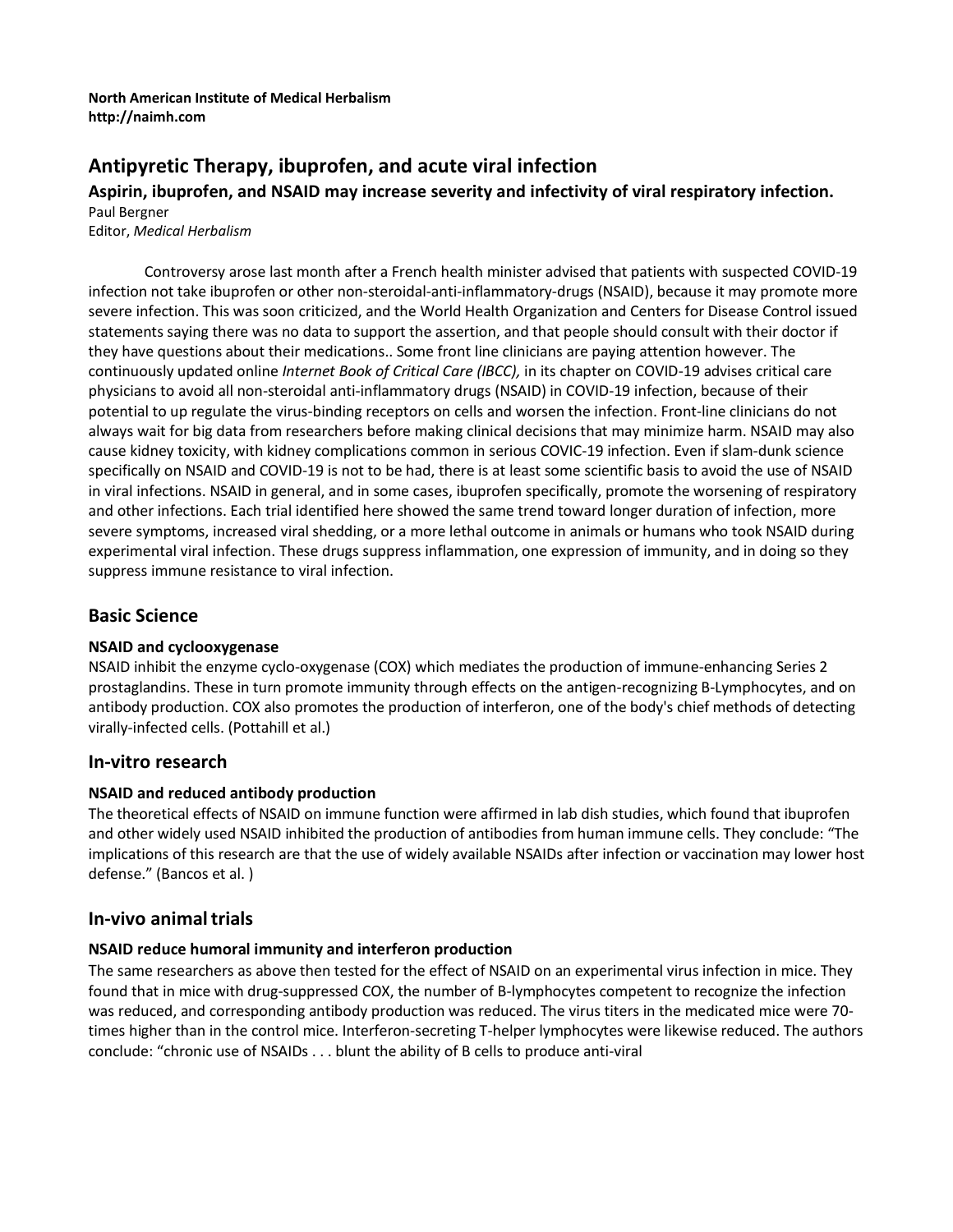**North American Institute of Medical Herbalism**
**http://naimh.com**

# Antipyretic Therapy, ibuprofen, and acute viral infection

### Aspirin, ibuprofen, and NSAID may increase severity and infectivity of viral respiratory infection.

Paul Bergner
Editor, *Medical Herbalism*

Controversy arose last month after a French health minister advised that patients with suspected COVID-19 infection not take ibuprofen or other non-steroidal-anti-inflammatory-drugs (NSAID), because it may promote more severe infection. This was soon criticized, and the World Health Organization and Centers for Disease Control issued statements saying there was no data to support the assertion, and that people should consult with their doctor if they have questions about their medications.. Some front line clinicians are paying attention however. The continuously updated online *Internet Book of Critical Care (IBCC),* in its chapter on COVID-19 advises critical care physicians to avoid all non-steroidal anti-inflammatory drugs (NSAID) in COVID-19 infection, because of their potential to up regulate the virus-binding receptors on cells and worsen the infection. Front-line clinicians do not always wait for big data from researchers before making clinical decisions that may minimize harm. NSAID may also cause kidney toxicity, with kidney complications common in serious COVIC-19 infection. Even if slam-dunk science specifically on NSAID and COVID-19 is not to be had, there is at least some scientific basis to avoid the use of NSAID in viral infections. NSAID in general, and in some cases, ibuprofen specifically, promote the worsening of respiratory and other infections. Each trial identified here showed the same trend toward longer duration of infection, more severe symptoms, increased viral shedding, or a more lethal outcome in animals or humans who took NSAID during experimental viral infection. These drugs suppress inflammation, one expression of immunity, and in doing so they suppress immune resistance to viral infection.

## Basic Science

### NSAID and cyclooxygenase

NSAID inhibit the enzyme cyclo-oxygenase (COX) which mediates the production of immune-enhancing Series 2 prostaglandins. These in turn promote immunity through effects on the antigen-recognizing B-Lymphocytes, and on antibody production. COX also promotes the production of interferon, one of the body's chief methods of detecting virally-infected cells. (Pottahill et al.)

## In-vitro research

### NSAID and reduced antibody production

The theoretical effects of NSAID on immune function were affirmed in lab dish studies, which found that ibuprofen and other widely used NSAID inhibited the production of antibodies from human immune cells. They conclude: "The implications of this research are that the use of widely available NSAIDs after infection or vaccination may lower host defense." (Bancos et al. )

## In-vivo animal trials

### NSAID reduce humoral immunity and interferon production

The same researchers as above then tested for the effect of NSAID on an experimental virus infection in mice. They found that in mice with drug-suppressed COX, the number of B-lymphocytes competent to recognize the infection was reduced, and corresponding antibody production was reduced. The virus titers in the medicated mice were 70-times higher than in the control mice. Interferon-secreting T-helper lymphocytes were likewise reduced. The authors conclude: "chronic use of NSAIDs . . . blunt the ability of B cells to produce anti-viral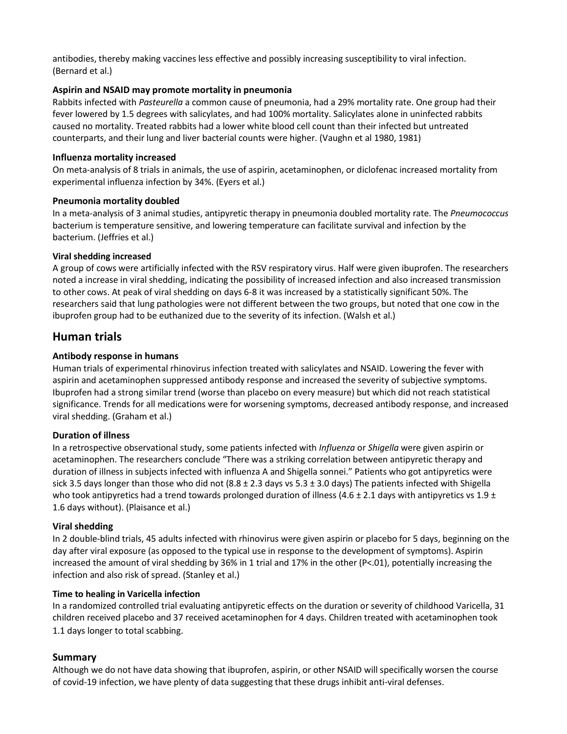antibodies, thereby making vaccines less effective and possibly increasing susceptibility to viral infection. (Bernard et al.)

### Aspirin and NSAID may promote mortality in pneumonia

Rabbits infected with *Pasteurella* a common cause of pneumonia, had a 29% mortality rate. One group had their fever lowered by 1.5 degrees with salicylates, and had 100% mortality. Salicylates alone in uninfected rabbits caused no mortality. Treated rabbits had a lower white blood cell count than their infected but untreated counterparts, and their lung and liver bacterial counts were higher. (Vaughn et al 1980, 1981)

### Influenza mortality increased

On meta-analysis of 8 trials in animals, the use of aspirin, acetaminophen, or diclofenac increased mortality from experimental influenza infection by 34%. (Eyers et al.)

### Pneumonia mortality doubled

In a meta-analysis of 3 animal studies, antipyretic therapy in pneumonia doubled mortality rate. The *Pneumococcus* bacterium is temperature sensitive, and lowering temperature can facilitate survival and infection by the bacterium. (Jeffries et al.)

### Viral shedding increased

A group of cows were artificially infected with the RSV respiratory virus. Half were given ibuprofen. The researchers noted a increase in viral shedding, indicating the possibility of increased infection and also increased transmission to other cows. At peak of viral shedding on days 6-8 it was increased by a statistically significant 50%. The researchers said that lung pathologies were not different between the two groups, but noted that one cow in the ibuprofen group had to be euthanized due to the severity of its infection. (Walsh et al.)

## Human trials

### Antibody response in humans

Human trials of experimental rhinovirus infection treated with salicylates and NSAID. Lowering the fever with aspirin and acetaminophen suppressed antibody response and increased the severity of subjective symptoms. Ibuprofen had a strong similar trend (worse than placebo on every measure) but which did not reach statistical significance. Trends for all medications were for worsening symptoms, decreased antibody response, and increased viral shedding. (Graham et al.)

### Duration of illness

In a retrospective observational study, some patients infected with *Influenza* or *Shigella* were given aspirin or acetaminophen. The researchers conclude "There was a striking correlation between antipyretic therapy and duration of illness in subjects infected with influenza A and Shigella sonnei." Patients who got antipyretics were sick 3.5 days longer than those who did not (8.8 ± 2.3 days vs 5.3 ± 3.0 days) The patients infected with Shigella who took antipyretics had a trend towards prolonged duration of illness (4.6 ± 2.1 days with antipyretics vs 1.9 ± 1.6 days without). (Plaisance et al.)

### Viral shedding

In 2 double-blind trials, 45 adults infected with rhinovirus were given aspirin or placebo for 5 days, beginning on the day after viral exposure (as opposed to the typical use in response to the development of symptoms). Aspirin increased the amount of viral shedding by 36% in 1 trial and 17% in the other (P<.01), potentially increasing the infection and also risk of spread. (Stanley et al.)

### Time to healing in Varicella infection

In a randomized controlled trial evaluating antipyretic effects on the duration or severity of childhood Varicella, 31 children received placebo and 37 received acetaminophen for 4 days. Children treated with acetaminophen took 1.1 days longer to total scabbing.

## Summary

Although we do not have data showing that ibuprofen, aspirin, or other NSAID will specifically worsen the course of covid-19 infection, we have plenty of data suggesting that these drugs inhibit anti-viral defenses.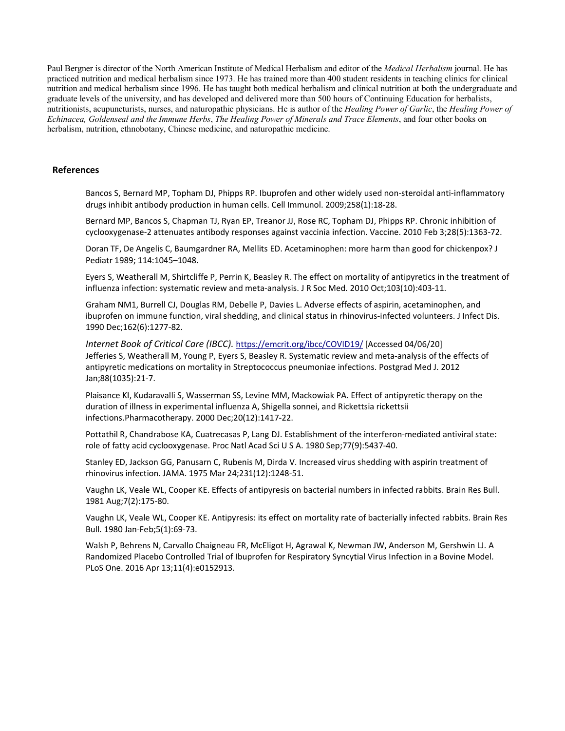Paul Bergner is director of the North American Institute of Medical Herbalism and editor of the *Medical Herbalism* journal. He has practiced nutrition and medical herbalism since 1973. He has trained more than 400 student residents in teaching clinics for clinical nutrition and medical herbalism since 1996. He has taught both medical herbalism and clinical nutrition at both the undergraduate and graduate levels of the university, and has developed and delivered more than 500 hours of Continuing Education for herbalists, nutritionists, acupuncturists, nurses, and naturopathic physicians. He is author of the *Healing Power of Garlic*, the *Healing Power of Echinacea, Goldenseal and the Immune Herbs*, *The Healing Power of Minerals and Trace Elements*, and four other books on herbalism, nutrition, ethnobotany, Chinese medicine, and naturopathic medicine.

## References

Bancos S, Bernard MP, Topham DJ, Phipps RP. Ibuprofen and other widely used non-steroidal anti-inflammatory drugs inhibit antibody production in human cells. Cell Immunol. 2009;258(1):18-28.

Bernard MP, Bancos S, Chapman TJ, Ryan EP, Treanor JJ, Rose RC, Topham DJ, Phipps RP. Chronic inhibition of cyclooxygenase-2 attenuates antibody responses against vaccinia infection. Vaccine. 2010 Feb 3;28(5):1363-72.

Doran TF, De Angelis C, Baumgardner RA, Mellits ED. Acetaminophen: more harm than good for chickenpox? J Pediatr 1989; 114:1045–1048.

Eyers S, Weatherall M, Shirtcliffe P, Perrin K, Beasley R. The effect on mortality of antipyretics in the treatment of influenza infection: systematic review and meta-analysis. J R Soc Med. 2010 Oct;103(10):403-11.

Graham NM1, Burrell CJ, Douglas RM, Debelle P, Davies L. Adverse effects of aspirin, acetaminophen, and ibuprofen on immune function, viral shedding, and clinical status in rhinovirus-infected volunteers. J Infect Dis. 1990 Dec;162(6):1277-82.

*Internet Book of Critical Care (IBCC).* https://emcrit.org/ibcc/COVID19/ [Accessed 04/06/20]

Jefferies S, Weatherall M, Young P, Eyers S, Beasley R. Systematic review and meta-analysis of the effects of antipyretic medications on mortality in Streptococcus pneumoniae infections. Postgrad Med J. 2012 Jan;88(1035):21-7.

Plaisance KI, Kudaravalli S, Wasserman SS, Levine MM, Mackowiak PA. Effect of antipyretic therapy on the duration of illness in experimental influenza A, Shigella sonnei, and Rickettsia rickettsii infections.Pharmacotherapy. 2000 Dec;20(12):1417-22.

Pottathil R, Chandrabose KA, Cuatrecasas P, Lang DJ. Establishment of the interferon-mediated antiviral state: role of fatty acid cyclooxygenase. Proc Natl Acad Sci U S A. 1980 Sep;77(9):5437-40.

Stanley ED, Jackson GG, Panusarn C, Rubenis M, Dirda V. Increased virus shedding with aspirin treatment of rhinovirus infection. JAMA. 1975 Mar 24;231(12):1248-51.

Vaughn LK, Veale WL, Cooper KE. Effects of antipyresis on bacterial numbers in infected rabbits. Brain Res Bull. 1981 Aug;7(2):175-80.

Vaughn LK, Veale WL, Cooper KE. Antipyresis: its effect on mortality rate of bacterially infected rabbits. Brain Res Bull. 1980 Jan-Feb;5(1):69-73.

Walsh P, Behrens N, Carvallo Chaigneau FR, McEligot H, Agrawal K, Newman JW, Anderson M, Gershwin LJ. A Randomized Placebo Controlled Trial of Ibuprofen for Respiratory Syncytial Virus Infection in a Bovine Model. PLoS One. 2016 Apr 13;11(4):e0152913.